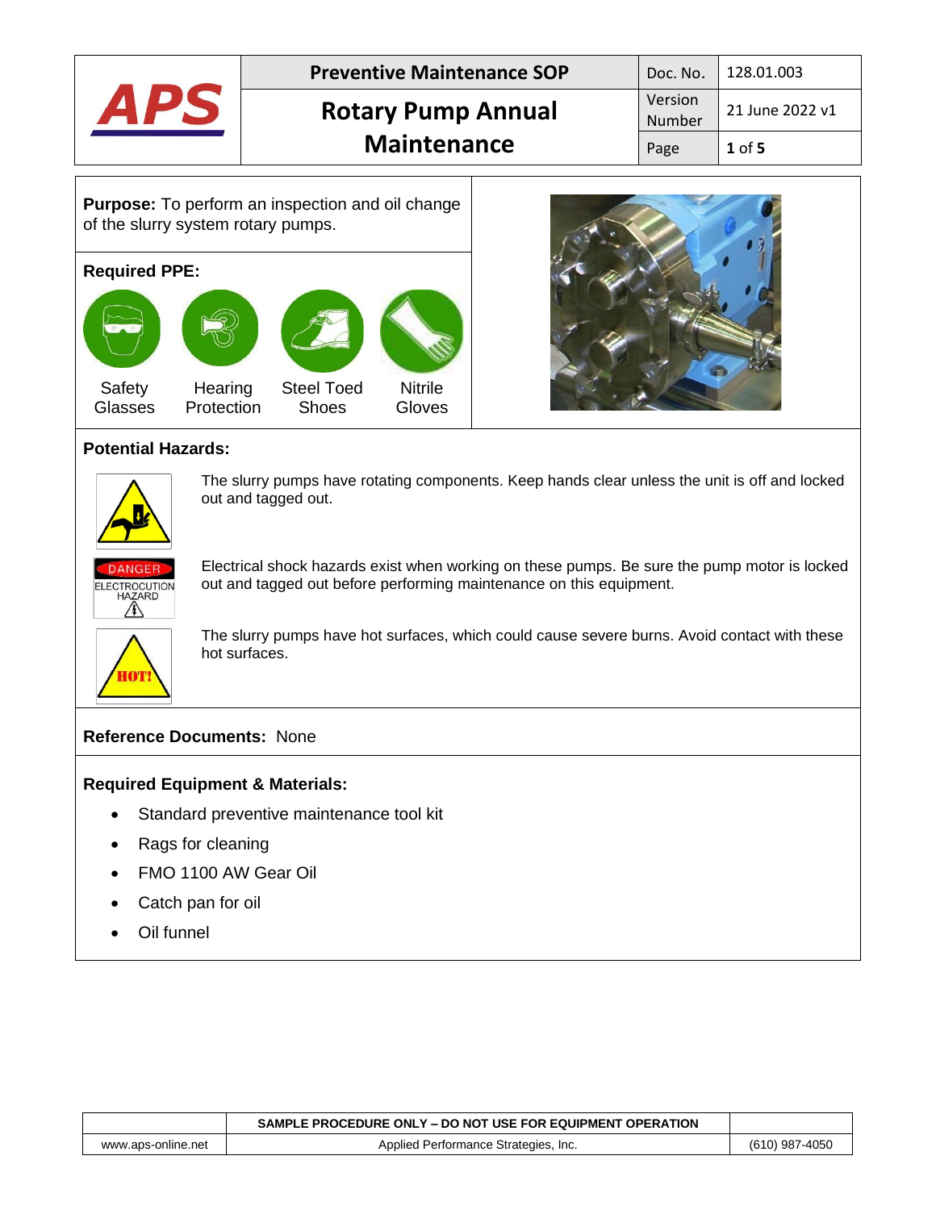| APS | Preventive Maintenance SOP | Doc. No. | 128.01.003 |
|---|---|---|---|
| | **Rotary Pump Annual Maintenance** | Version Number | 21 June 2022 v1 |
| | | Page | **1** of **5** |

**Purpose:** To perform an inspection and oil change of the slurry system rotary pumps.

**Required PPE:**

Safety Glasses | Hearing Protection | Steel Toed Shoes | Nitrile Gloves

**Potential Hazards:**

The slurry pumps have rotating components. Keep hands clear unless the unit is off and locked out and tagged out.

DANGER ELECTROCUTION HAZARD

Electrical shock hazards exist when working on these pumps. Be sure the pump motor is locked out and tagged out before performing maintenance on this equipment.

HOT!

The slurry pumps have hot surfaces, which could cause severe burns. Avoid contact with these hot surfaces.

**Reference Documents:** None

**Required Equipment & Materials:**

- Standard preventive maintenance tool kit
- Rags for cleaning
- FMO 1100 AW Gear Oil
- Catch pan for oil
- Oil funnel

| | SAMPLE PROCEDURE ONLY – DO NOT USE FOR EQUIPMENT OPERATION | |
|---|---|---|
| www.aps-online.net | Applied Performance Strategies, Inc. | (610) 987-4050 |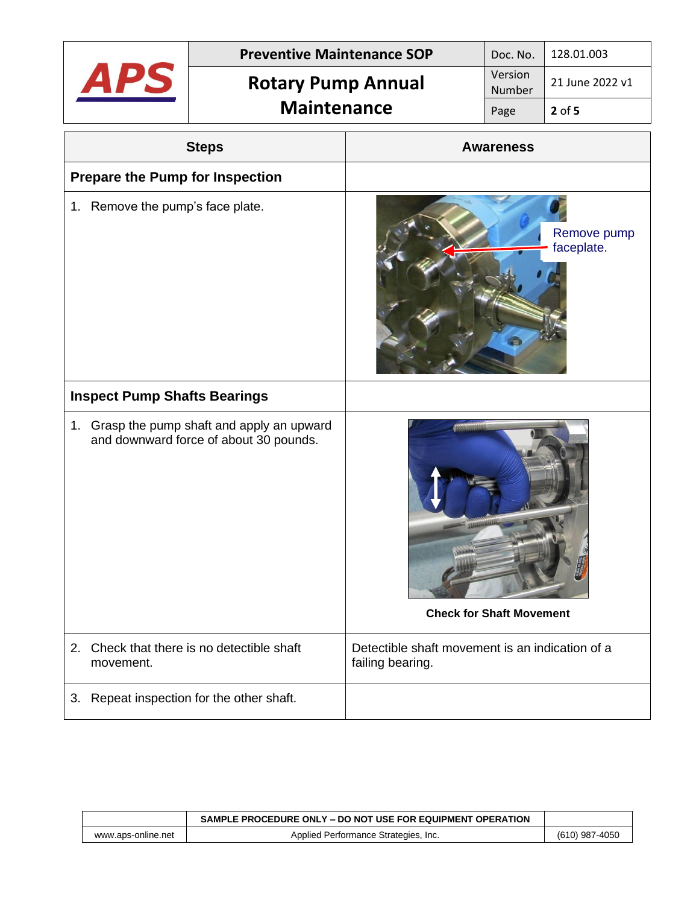| | Preventive Maintenance SOP | Doc. No. | 128.01.003 |
|---|---|---|---|
| APS | Rotary Pump Annual Maintenance | Version Number | 21 June 2022 v1 |
| | | Page | 2 of 5 |

| Steps | Awareness |
|---|---|
| **Prepare the Pump for Inspection** | |
| 1. Remove the pump's face plate. | Remove pump faceplate. |
| **Inspect Pump Shafts Bearings** | |
| 1. Grasp the pump shaft and apply an upward and downward force of about 30 pounds. | **Check for Shaft Movement** |
| 2. Check that there is no detectible shaft movement. | Detectible shaft movement is an indication of a failing bearing. |
| 3. Repeat inspection for the other shaft. | |

| | SAMPLE PROCEDURE ONLY – DO NOT USE FOR EQUIPMENT OPERATION | |
|---|---|---|
| www.aps-online.net | Applied Performance Strategies, Inc. | (610) 987-4050 |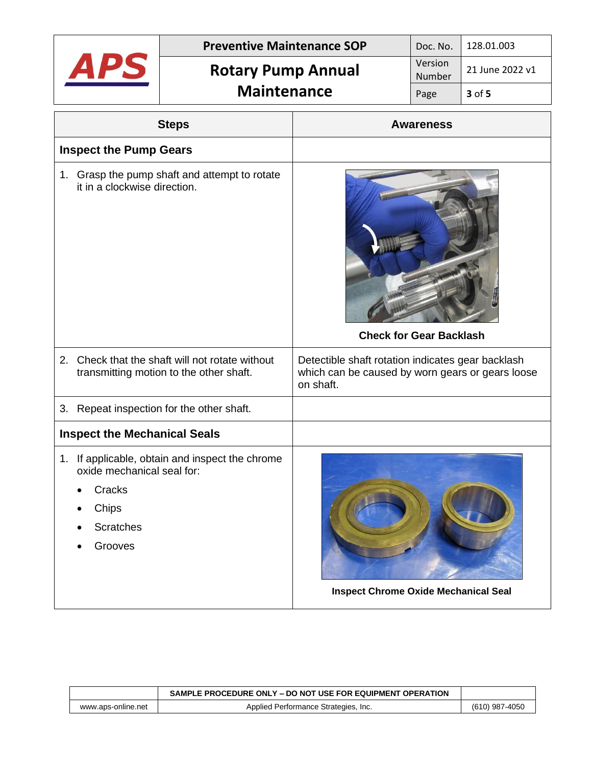| **Preventive Maintenance SOP** | Doc. No. | 128.01.003 |
|---|---|---|
| **Rotary Pump Annual Maintenance** | Version Number | 21 June 2022 v1 |

| Steps | Awareness |
|---|---|
| **Inspect the Pump Gears** | |
| 1. Grasp the pump shaft and attempt to rotate it in a clockwise direction. | **Check for Gear Backlash** |
| 2. Check that the shaft will not rotate without transmitting motion to the other shaft. | Detectible shaft rotation indicates gear backlash which can be caused by worn gears or gears loose on shaft. |
| 3. Repeat inspection for the other shaft. | |
| **Inspect the Mechanical Seals** | |
| 1. If applicable, obtain and inspect the chrome oxide mechanical seal for:<br>• Cracks<br>• Chips<br>• Scratches<br>• Grooves | **Inspect Chrome Oxide Mechanical Seal** |

SAMPLE PROCEDURE ONLY – DO NOT USE FOR EQUIPMENT OPERATION

| www.aps-online.net | Applied Performance Strategies, Inc. | (610) 987-4050 |
|---|---|---|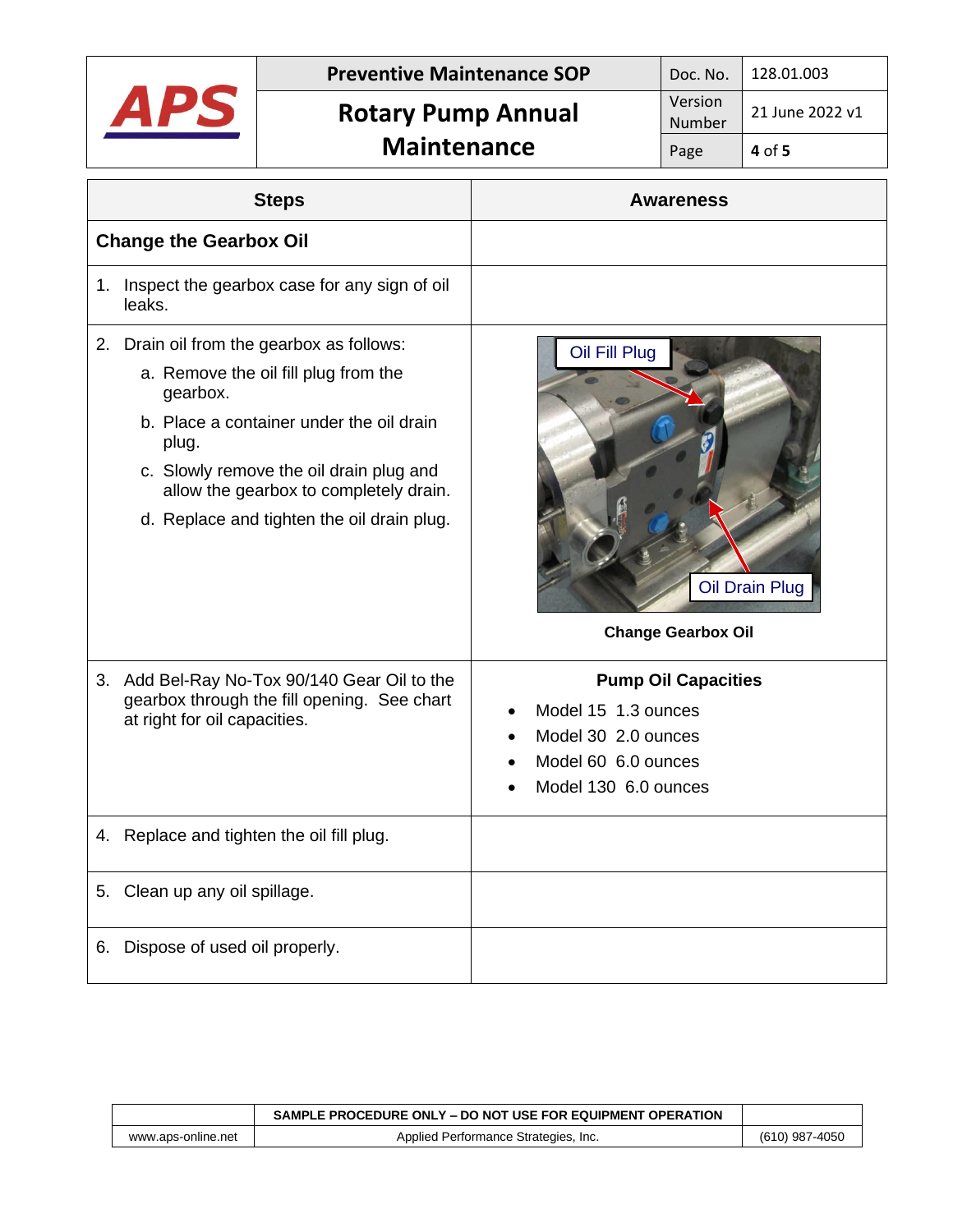| Steps | Awareness |
|---|---|
| **Change the Gearbox Oil** | |
| 1. Inspect the gearbox case for any sign of oil leaks. | |
| 2. Drain oil from the gearbox as follows:<br>a. Remove the oil fill plug from the gearbox.<br>b. Place a container under the oil drain plug.<br>c. Slowly remove the oil drain plug and allow the gearbox to completely drain.<br>d. Replace and tighten the oil drain plug. | Oil Fill Plug<br>Oil Drain Plug<br>**Change Gearbox Oil** |
| 3. Add Bel-Ray No-Tox 90/140 Gear Oil to the gearbox through the fill opening. See chart at right for oil capacities. | **Pump Oil Capacities**<br>• Model 15 1.3 ounces<br>• Model 30 2.0 ounces<br>• Model 60 6.0 ounces<br>• Model 130 6.0 ounces |
| 4. Replace and tighten the oil fill plug. | |
| 5. Clean up any oil spillage. | |
| 6. Dispose of used oil properly. | |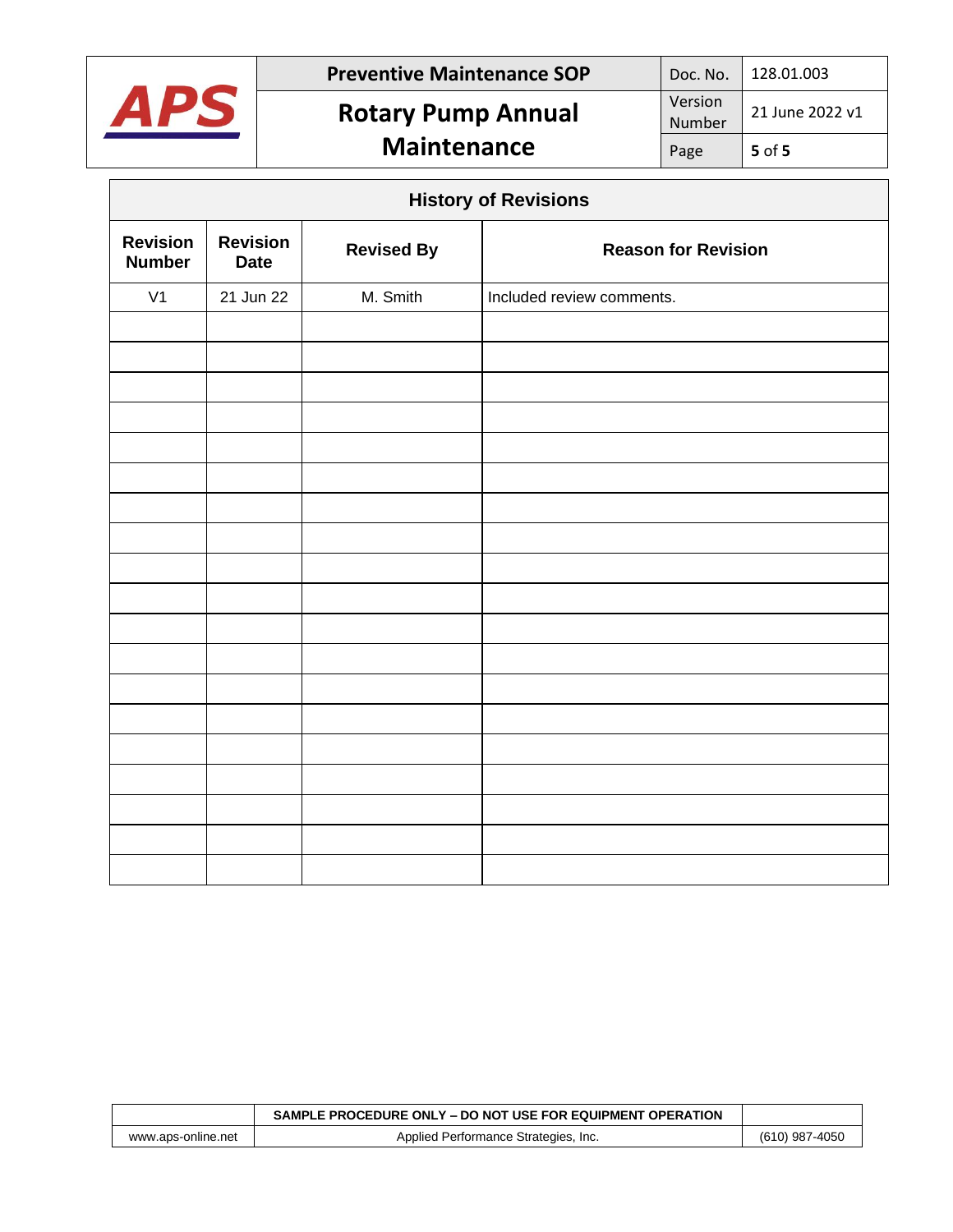## History of Revisions

| Revision Number | Revision Date | Revised By | Reason for Revision |
|---|---|---|---|
| V1 | 21 Jun 22 | M. Smith | Included review comments. |
| | | | |
| | | | |
| | | | |
| | | | |
| | | | |
| | | | |
| | | | |
| | | | |
| | | | |
| | | | |
| | | | |
| | | | |
| | | | |
| | | | |
| | | | |
| | | | |
| | | | |
| | | | |
| | | | |